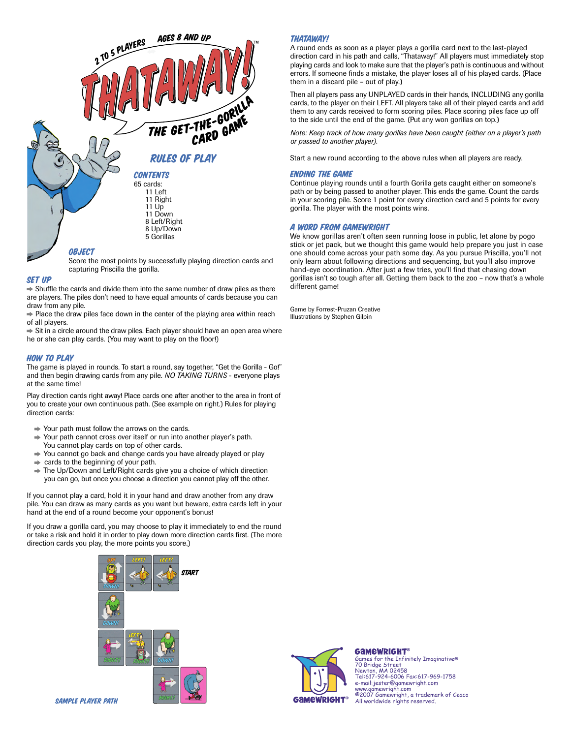2 TO 5 PLAYERS AGES 8 AND UP

# THATAWAY!™

THE GET-THE-GORILLA CARD GAME

## RULES OF PLAY

### CONTENTS

65 cards:
- 11 Left
- 11 Right
- 11 Up
- 11 Down
- 8 Left/Right
- 8 Up/Down
- 5 Gorillas

### OBJECT

Score the most points by successfully playing direction cards and capturing Priscilla the gorilla.

### SET UP

- Shuffle the cards and divide them into the same number of draw piles as there are players. The piles don't need to have equal amounts of cards because you can draw from any pile.
- Place the draw piles face down in the center of the playing area within reach of all players.
- Sit in a circle around the draw piles. Each player should have an open area where he or she can play cards. (You may want to play on the floor!)

### HOW TO PLAY

The game is played in rounds. To start a round, say together, "Get the Gorilla - Go!" and then begin drawing cards from any pile. *NO TAKING TURNS* - everyone plays at the same time!

Play direction cards right away! Place cards one after another to the area in front of you to create your own continuous path. (See example on right.) Rules for playing direction cards:

- Your path must follow the arrows on the cards.
- Your path cannot cross over itself or run into another player's path. You cannot play cards on top of other cards.
- You cannot go back and change cards you have already played or play
- cards to the beginning of your path.
- The Up/Down and Left/Right cards give you a choice of which direction you can go, but once you choose a direction you cannot play off the other.

If you cannot play a card, hold it in your hand and draw another from any draw pile. You can draw as many cards as you want but beware, extra cards left in your hand at the end of a round become your opponent's bonus!

If you draw a gorilla card, you may choose to play it immediately to end the round or take a risk and hold it in order to play down more direction cards first. (The more direction cards you play, the more points you score.)

START

SAMPLE PLAYER PATH

### THATAWAY!

A round ends as soon as a player plays a gorilla card next to the last-played direction card in his path and calls, "Thataway!" All players must immediately stop playing cards and look to make sure that the player's path is continuous and without errors. If someone finds a mistake, the player loses all of his played cards. (Place them in a discard pile – out of play.)

Then all players pass any UNPLAYED cards in their hands, INCLUDING any gorilla cards, to the player on their LEFT. All players take all of their played cards and add them to any cards received to form scoring piles. Place scoring piles face up off to the side until the end of the game. (Put any won gorillas on top.)

*Note: Keep track of how many gorillas have been caught (either on a player's path or passed to another player).*

Start a new round according to the above rules when all players are ready.

### ENDING THE GAME

Continue playing rounds until a fourth Gorilla gets caught either on someone's path or by being passed to another player. This ends the game. Count the cards in your scoring pile. Score 1 point for every direction card and 5 points for every gorilla. The player with the most points wins.

### A WORD FROM GAMEWRIGHT

We know gorillas aren't often seen running loose in public, let alone by pogo stick or jet pack, but we thought this game would help prepare you just in case one should come across your path some day. As you pursue Priscilla, you'll not only learn about following directions and sequencing, but you'll also improve hand-eye coordination. After just a few tries, you'll find that chasing down gorillas isn't so tough after all. Getting them back to the zoo – now that's a whole different game!

Game by Forrest-Pruzan Creative
Illustrations by Stephen Gilpin

GAMEWRIGHT®
Games for the Infinitely Imaginative®
70 Bridge Street
Newton, MA 02458
Tel:617-924-6006 Fax:617-969-1758
e-mail:jester@gamewright.com
www.gamewright.com
©2007 Gamewright, a trademark of Ceaco
All worldwide rights reserved.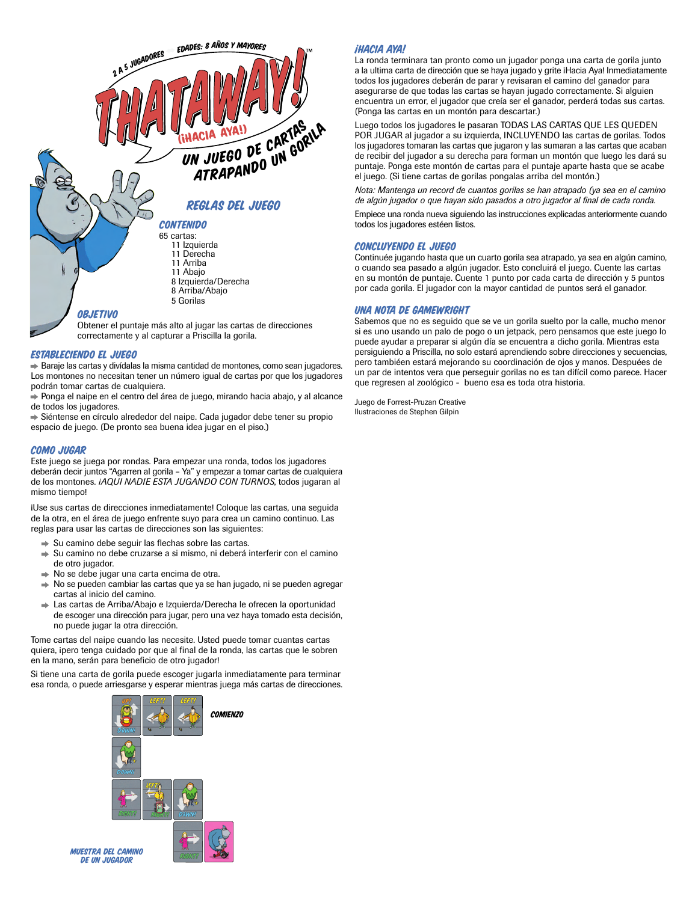2 A 5 JUGADORES

EDADES: 8 AÑOS Y MAYORES

# THATAWAY!™

(¡HACIA AYA!)

UN JUEGO DE CARTAS ATRAPANDO UN GORILA

## REGLAS DEL JUEGO

### CONTENIDO

65 cartas:
- 11 Izquierda
- 11 Derecha
- 11 Arriba
- 11 Abajo
- 8 Izquierda/Derecha
- 8 Arriba/Abajo
- 5 Gorilas

### OBJETIVO

Obtener el puntaje más alto al jugar las cartas de direcciones correctamente y al capturar a Priscilla la gorila.

### ESTABLECIENDO EL JUEGO

- Baraje las cartas y divídalas la misma cantidad de montones, como sean jugadores. Los montones no necesitan tener un número igual de cartas por que los jugadores podrán tomar cartas de cualquiera.
- Ponga el naipe en el centro del área de juego, mirando hacia abajo, y al alcance de todos los jugadores.
- Siéntense en círculo alrededor del naipe. Cada jugador debe tener su propio espacio de juego. (De pronto sea buena idea jugar en el piso.)

### COMO JUGAR

Este juego se juega por rondas. Para empezar una ronda, todos los jugadores deberán decir juntos "Agarren al gorila – Ya" y empezar a tomar cartas de cualquiera de los montones. *¡AQUI NADIE ESTA JUGANDO CON TURNOS*, todos jugaran al mismo tiempo!

¡Use sus cartas de direcciones inmediatamente! Coloque las cartas, una seguida de la otra, en el área de juego enfrente suyo para crea un camino continuo. Las reglas para usar las cartas de direcciones son las siguientes:

- Su camino debe seguir las flechas sobre las cartas.
- Su camino no debe cruzarse a si mismo, ni deberá interferir con el camino de otro jugador.
- No se debe jugar una carta encima de otra.
- No se pueden cambiar las cartas que ya se han jugado, ni se pueden agregar cartas al inicio del camino.
- Las cartas de Arriba/Abajo e Izquierda/Derecha le ofrecen la oportunidad de escoger una dirección para jugar, pero una vez haya tomado esta decisión, no puede jugar la otra dirección.

Tome cartas del naipe cuando las necesite. Usted puede tomar cuantas cartas quiera, ipero tenga cuidado por que al final de la ronda, las cartas que le sobren en la mano, serán para beneficio de otro jugador!

Si tiene una carta de gorila puede escoger jugarla inmediatamente para terminar esa ronda, o puede arriesgarse y esperar mientras juega más cartas de direcciones.

COMIENZO

MUESTRA DEL CAMINO DE UN JUGADOR

### ¡HACIA AYA!

La ronda terminara tan pronto como un jugador ponga una carta de gorila junto a la ultima carta de dirección que se haya jugado y grite iHacia Aya! Inmediatamente todos los jugadores deberán de parar y revisaran el camino del ganador para asegurarse de que todas las cartas se hayan jugado correctamente. Si alguien encuentra un error, el jugador que creía ser el ganador, perderá todas sus cartas. (Ponga las cartas en un montón para descartar.)

Luego todos los jugadores le pasaran TODAS LAS CARTAS QUE LES QUEDEN POR JUGAR al jugador a su izquierda, INCLUYENDO las cartas de gorilas. Todos los jugadores tomaran las cartas que jugaron y las sumaran a las cartas que acaban de recibir del jugador a su derecha para forman un montón que luego les dará su puntaje. Ponga este montón de cartas para el puntaje aparte hasta que se acabe el juego. (Si tiene cartas de gorilas pongalas arriba del montón.)

*Nota: Mantenga un record de cuantos gorilas se han atrapado (ya sea en el camino de algún jugador o que hayan sido pasados a otro jugador al final de cada ronda.*

Empiece una ronda nueva siguiendo las instrucciones explicadas anteriormente cuando todos los jugadores estéen listos.

### CONCLUYENDO EL JUEGO

Continuée jugando hasta que un cuarto gorila sea atrapado, ya sea en algún camino, o cuando sea pasado a algún jugador. Esto concluirá el juego. Cuente las cartas en su montón de puntaje. Cuente 1 punto por cada carta de dirección y 5 puntos por cada gorila. El jugador con la mayor cantidad de puntos será el ganador.

### UNA NOTA DE GAMEWRIGHT

Sabemos que no es seguido que se ve un gorila suelto por la calle, mucho menor si es uno usando un palo de pogo o un jetpack, pero pensamos que este juego lo puede ayudar a preparar si algún día se encuentra a dicho gorila. Mientras esta persiguiendo a Priscilla, no solo estará aprendiendo sobre direcciones y secuencias, pero tambiéen estará mejorando su coordinación de ojos y manos. Despuées de un par de intentos vera que perseguir gorilas no es tan difícil como parece. Hacer que regresen al zoológico - bueno esa es toda otra historia.

Juego de Forrest-Pruzan Creative
Ilustraciones de Stephen Gilpin